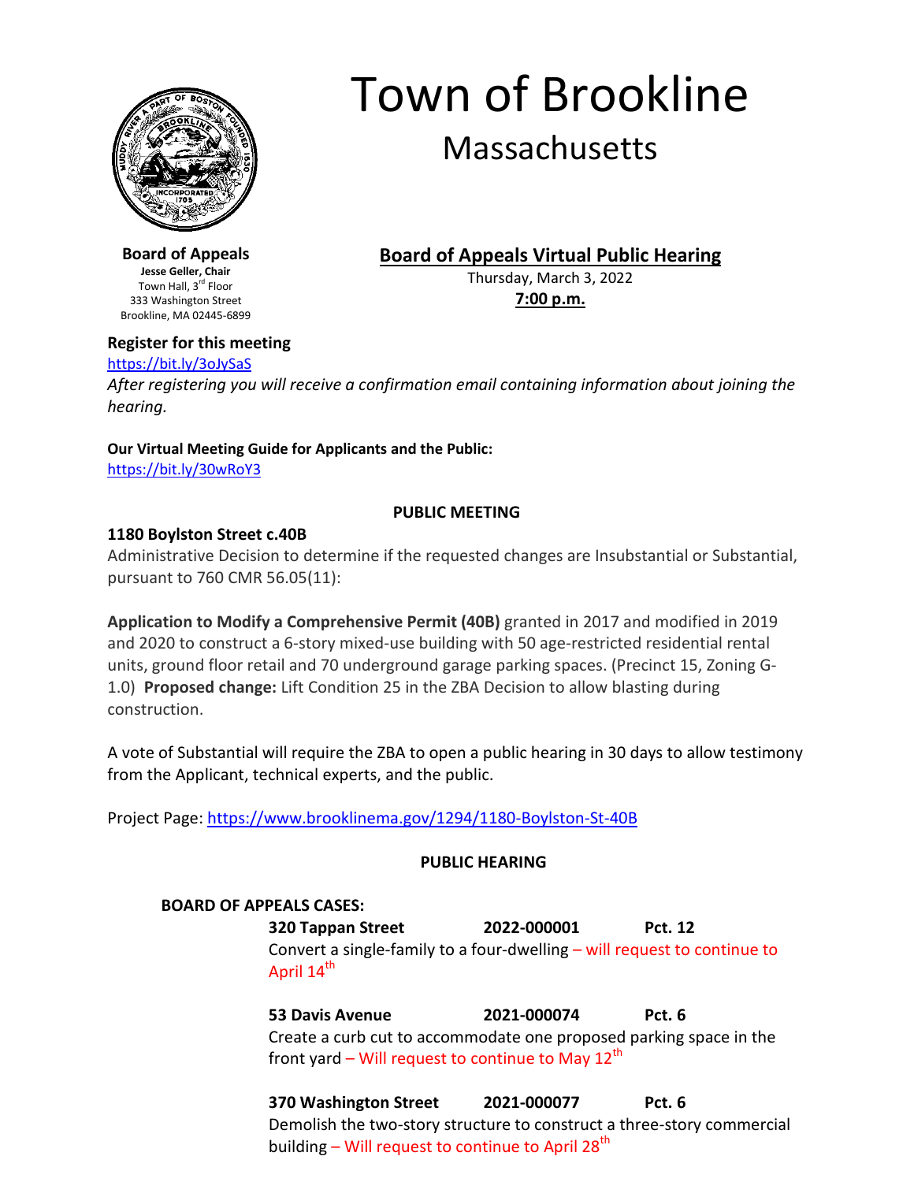# Town of Brookline

## Massachusetts

**Board of Appeals**
**Jesse Geller, Chair**
Town Hall, 3rd Floor
333 Washington Street
Brookline, MA 02445-6899

## Board of Appeals Virtual Public Hearing

Thursday, March 3, 2022
**7:00 p.m.**

**Register for this meeting**
https://bit.ly/3oJySaS
*After registering you will receive a confirmation email containing information about joining the hearing.*

**Our Virtual Meeting Guide for Applicants and the Public:**
https://bit.ly/30wRoY3

### PUBLIC MEETING

**1180 Boylston Street c.40B**
Administrative Decision to determine if the requested changes are Insubstantial or Substantial, pursuant to 760 CMR 56.05(11):

**Application to Modify a Comprehensive Permit (40B)** granted in 2017 and modified in 2019 and 2020 to construct a 6-story mixed-use building with 50 age-restricted residential rental units, ground floor retail and 70 underground garage parking spaces. (Precinct 15, Zoning G-1.0) **Proposed change:** Lift Condition 25 in the ZBA Decision to allow blasting during construction.

A vote of Substantial will require the ZBA to open a public hearing in 30 days to allow testimony from the Applicant, technical experts, and the public.

Project Page: https://www.brooklinema.gov/1294/1180-Boylston-St-40B

### PUBLIC HEARING

**BOARD OF APPEALS CASES:**

**320 Tappan Street** **2022-000001** **Pct. 12**
Convert a single-family to a four-dwelling – will request to continue to April 14th

**53 Davis Avenue** **2021-000074** **Pct. 6**
Create a curb cut to accommodate one proposed parking space in the front yard – Will request to continue to May 12th

**370 Washington Street** **2021-000077** **Pct. 6**
Demolish the two-story structure to construct a three-story commercial building – Will request to continue to April 28th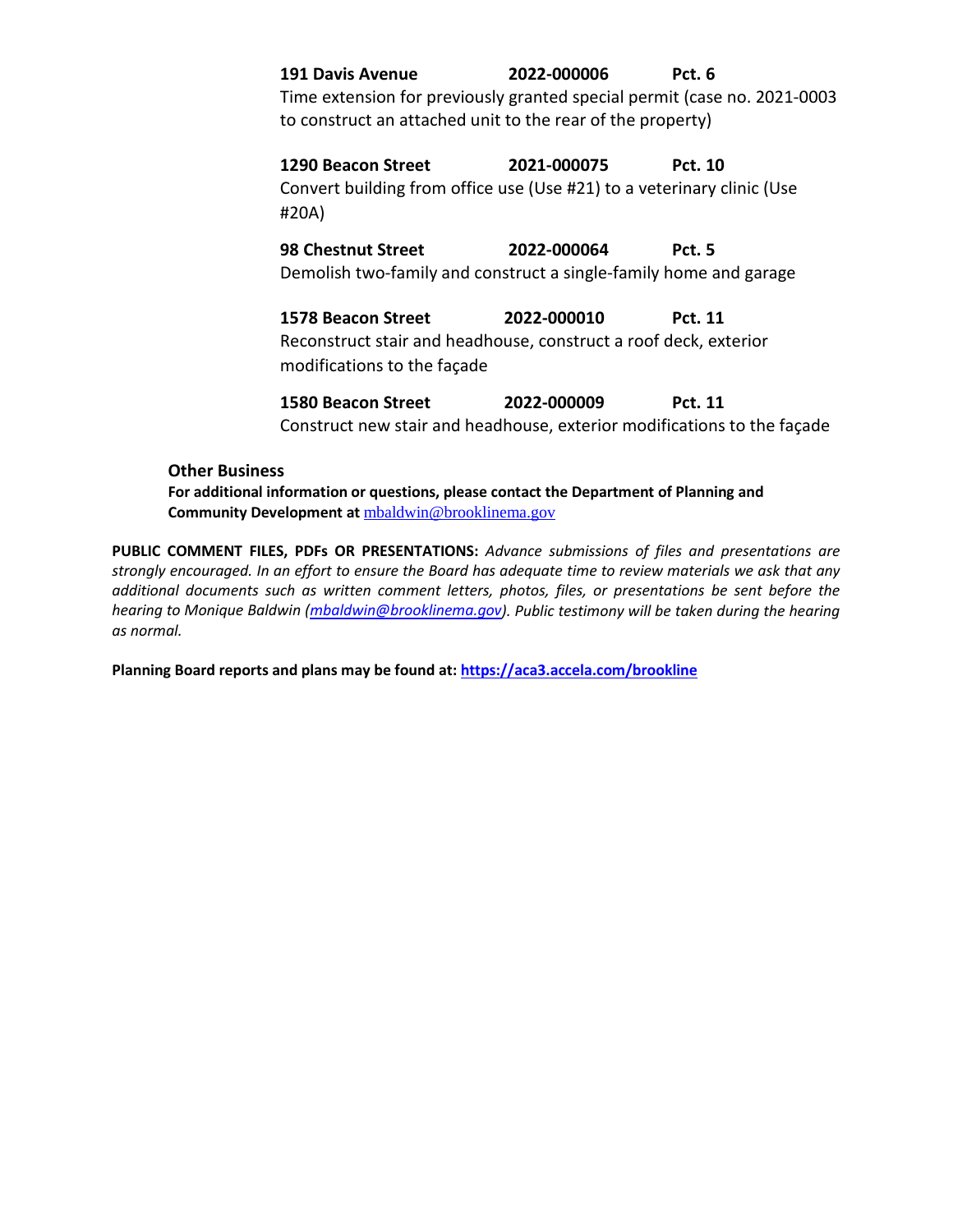**191 Davis Avenue** **2022-000006** **Pct. 6**
Time extension for previously granted special permit (case no. 2021-0003 to construct an attached unit to the rear of the property)

**1290 Beacon Street** **2021-000075** **Pct. 10**
Convert building from office use (Use #21) to a veterinary clinic (Use #20A)

**98 Chestnut Street** **2022-000064** **Pct. 5**
Demolish two-family and construct a single-family home and garage

**1578 Beacon Street** **2022-000010** **Pct. 11**
Reconstruct stair and headhouse, construct a roof deck, exterior modifications to the façade

**1580 Beacon Street** **2022-000009** **Pct. 11**
Construct new stair and headhouse, exterior modifications to the façade

## Other Business

**For additional information or questions, please contact the Department of Planning and Community Development at** mbaldwin@brooklinema.gov

**PUBLIC COMMENT FILES, PDFs OR PRESENTATIONS:** *Advance submissions of files and presentations are strongly encouraged. In an effort to ensure the Board has adequate time to review materials we ask that any additional documents such as written comment letters, photos, files, or presentations be sent before the hearing to Monique Baldwin (mbaldwin@brooklinema.gov). Public testimony will be taken during the hearing as normal.*

**Planning Board reports and plans may be found at: https://aca3.accela.com/brookline**